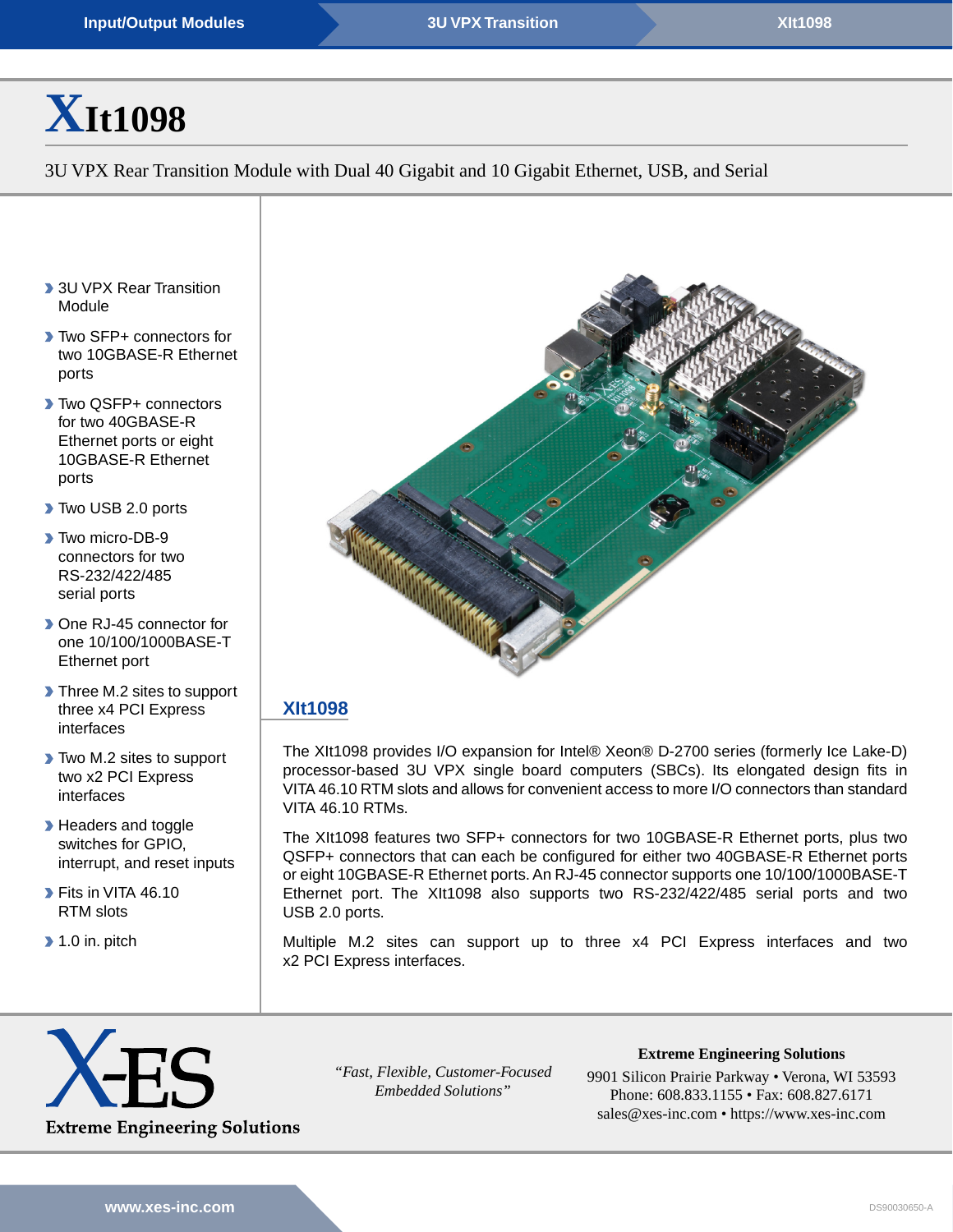# XIt1098

3U VPX Rear Transition Module with Dual 40 Gigabit and 10 Gigabit Ethernet, USB, and Serial

- 3U VPX Rear Transition Module
- Two SFP+ connectors for two 10GBASE-R Ethernet ports
- Two QSFP+ connectors for two 40GBASE-R Ethernet ports or eight 10GBASE-R Ethernet ports
- Two USB 2.0 ports
- Two micro-DB-9 connectors for two RS-232/422/485 serial ports
- One RJ-45 connector for one 10/100/1000BASE-T Ethernet port
- Three M.2 sites to support three x4 PCI Express interfaces
- Two M.2 sites to support two x2 PCI Express interfaces
- Headers and toggle switches for GPIO, interrupt, and reset inputs
- Fits in VITA 46.10 RTM slots
- 1.0 in. pitch

## XIt1098

The XIt1098 provides I/O expansion for Intel® Xeon® D-2700 series (formerly Ice Lake-D) processor-based 3U VPX single board computers (SBCs). Its elongated design fits in VITA 46.10 RTM slots and allows for convenient access to more I/O connectors than standard VITA 46.10 RTMs.

The XIt1098 features two SFP+ connectors for two 10GBASE-R Ethernet ports, plus two QSFP+ connectors that can each be configured for either two 40GBASE-R Ethernet ports or eight 10GBASE-R Ethernet ports. An RJ-45 connector supports one 10/100/1000BASE-T Ethernet port. The XIt1098 also supports two RS-232/422/485 serial ports and two USB 2.0 ports.

Multiple M.2 sites can support up to three x4 PCI Express interfaces and two x2 PCI Express interfaces.

X-ES
Extreme Engineering Solutions

*"Fast, Flexible, Customer-Focused Embedded Solutions"*

**Extreme Engineering Solutions**
9901 Silicon Prairie Parkway • Verona, WI 53593
Phone: 608.833.1155 • Fax: 608.827.6171
sales@xes-inc.com • https://www.xes-inc.com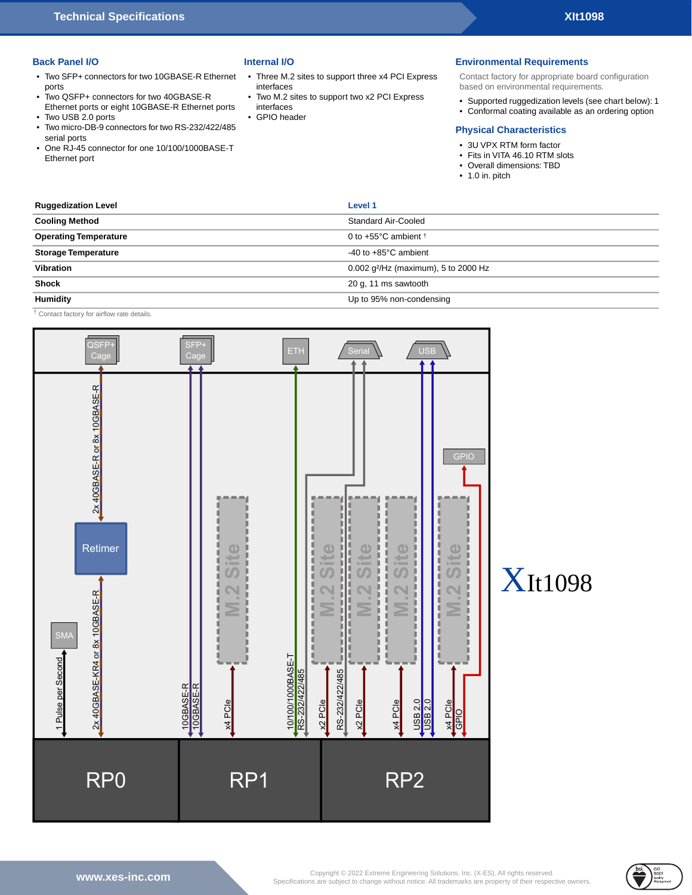## Back Panel I/O

- Two SFP+ connectors for two 10GBASE-R Ethernet ports
- Two QSFP+ connectors for two 40GBASE-R Ethernet ports or eight 10GBASE-R Ethernet ports
- Two USB 2.0 ports
- Two micro-DB-9 connectors for two RS-232/422/485 serial ports
- One RJ-45 connector for one 10/100/1000BASE-T Ethernet port

## Internal I/O

- Three M.2 sites to support three x4 PCI Express interfaces
- Two M.2 sites to support two x2 PCI Express interfaces
- GPIO header

## Environmental Requirements

Contact factory for appropriate board configuration based on environmental requirements.

- Supported ruggedization levels (see chart below): 1
- Conformal coating available as an ordering option

## Physical Characteristics

- 3U VPX RTM form factor
- Fits in VITA 46.10 RTM slots
- Overall dimensions: TBD
- 1.0 in. pitch

| Ruggedization Level | Level 1 |
|---|---|
| Cooling Method | Standard Air-Cooled |
| Operating Temperature | 0 to +55°C ambient † |
| Storage Temperature | -40 to +85°C ambient |
| Vibration | 0.002 g²/Hz (maximum), 5 to 2000 Hz |
| Shock | 20 g, 11 ms sawtooth |
| Humidity | Up to 95% non-condensing |

† Contact factory for airflow rate details.

QSFP+ Cage
SFP+ Cage
ETH
Serial
USB
GPIO
2x 40GBASE-R or 8x 10GBASE-R
Retimer
2x 40GBASE-KR4 or 8x 10GBASE-R
SMA
1 Pulse per Second
10GBASE-R
10GBASE-R
M.2 Site
x4 PCIe
10/100/1000BASE-T
RS-232/422/485
x2 PCIe
RS-232/422/485
x2 PCIe
x4 PCIe
USB 2.0
USB 2.0
x4 PCIe
GPIO
RP0
RP1
RP2

XIt1098